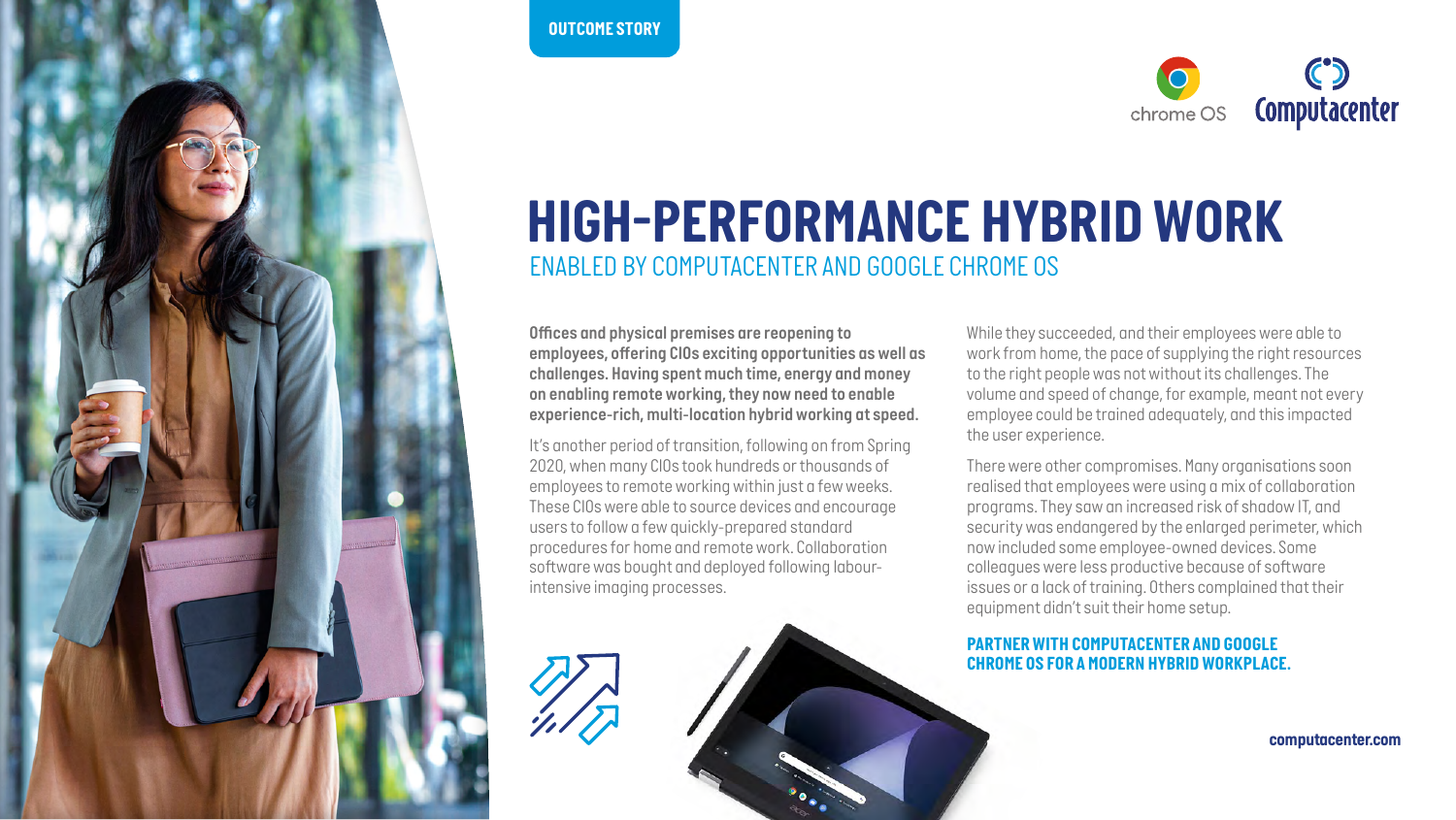OUTCOME STORY

# HIGH-PERFORMANCE HYBRID WORK

## ENABLED BY COMPUTACENTER AND GOOGLE CHROME OS

**Offices and physical premises are reopening to employees, offering CIOs exciting opportunities as well as challenges. Having spent much time, energy and money on enabling remote working, they now need to enable experience-rich, multi-location hybrid working at speed.**

It's another period of transition, following on from Spring 2020, when many CIOs took hundreds or thousands of employees to remote working within just a few weeks. These CIOs were able to source devices and encourage users to follow a few quickly-prepared standard procedures for home and remote work. Collaboration software was bought and deployed following labour-intensive imaging processes.

While they succeeded, and their employees were able to work from home, the pace of supplying the right resources to the right people was not without its challenges. The volume and speed of change, for example, meant not every employee could be trained adequately, and this impacted the user experience.

There were other compromises. Many organisations soon realised that employees were using a mix of collaboration programs. They saw an increased risk of shadow IT, and security was endangered by the enlarged perimeter, which now included some employee-owned devices. Some colleagues were less productive because of software issues or a lack of training. Others complained that their equipment didn't suit their home setup.

**PARTNER WITH COMPUTACENTER AND GOOGLE CHROME OS FOR A MODERN HYBRID WORKPLACE.**

computacenter.com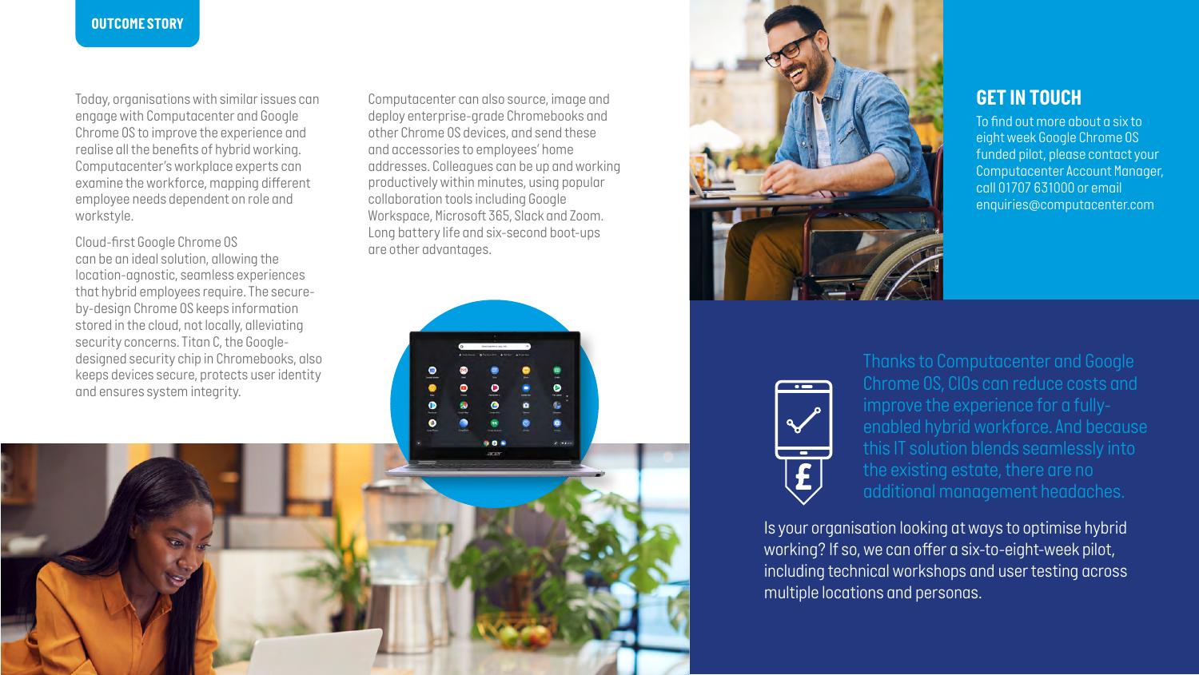OUTCOME STORY

Today, organisations with similar issues can engage with Computacenter and Google Chrome OS to improve the experience and realise all the benefits of hybrid working. Computacenter's workplace experts can examine the workforce, mapping different employee needs dependent on role and workstyle.

Cloud-first Google Chrome OS can be an ideal solution, allowing the location-agnostic, seamless experiences that hybrid employees require. The secure-by-design Chrome OS keeps information stored in the cloud, not locally, alleviating security concerns. Titan C, the Google-designed security chip in Chromebooks, also keeps devices secure, protects user identity and ensures system integrity.

Computacenter can also source, image and deploy enterprise-grade Chromebooks and other Chrome OS devices, and send these and accessories to employees' home addresses. Colleagues can be up and working productively within minutes, using popular collaboration tools including Google Workspace, Microsoft 365, Slack and Zoom. Long battery life and six-second boot-ups are other advantages.

## GET IN TOUCH

To find out more about a six to eight week Google Chrome OS funded pilot, please contact your Computacenter Account Manager, call 01707 631000 or email enquiries@computacenter.com

Thanks to Computacenter and Google Chrome OS, CIOs can reduce costs and improve the experience for a fully-enabled hybrid workforce. And because this IT solution blends seamlessly into the existing estate, there are no additional management headaches.

Is your organisation looking at ways to optimise hybrid working? If so, we can offer a six-to-eight-week pilot, including technical workshops and user testing across multiple locations and personas.